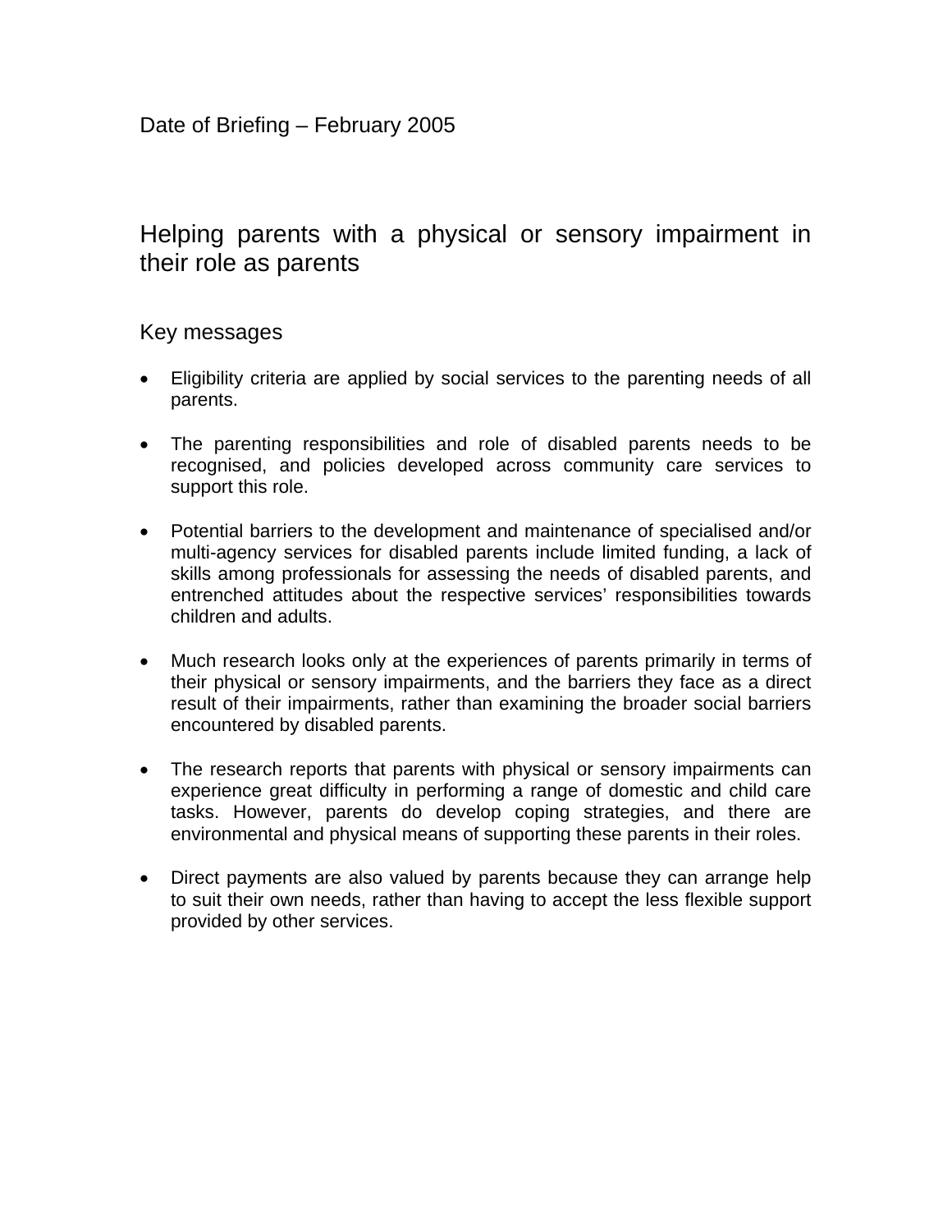Date of Briefing – February 2005

# Helping parents with a physical or sensory impairment in their role as parents

## Key messages

- Eligibility criteria are applied by social services to the parenting needs of all parents.
- The parenting responsibilities and role of disabled parents needs to be recognised, and policies developed across community care services to support this role.
- Potential barriers to the development and maintenance of specialised and/or multi-agency services for disabled parents include limited funding, a lack of skills among professionals for assessing the needs of disabled parents, and entrenched attitudes about the respective services' responsibilities towards children and adults.
- Much research looks only at the experiences of parents primarily in terms of their physical or sensory impairments, and the barriers they face as a direct result of their impairments, rather than examining the broader social barriers encountered by disabled parents.
- The research reports that parents with physical or sensory impairments can experience great difficulty in performing a range of domestic and child care tasks. However, parents do develop coping strategies, and there are environmental and physical means of supporting these parents in their roles.
- Direct payments are also valued by parents because they can arrange help to suit their own needs, rather than having to accept the less flexible support provided by other services.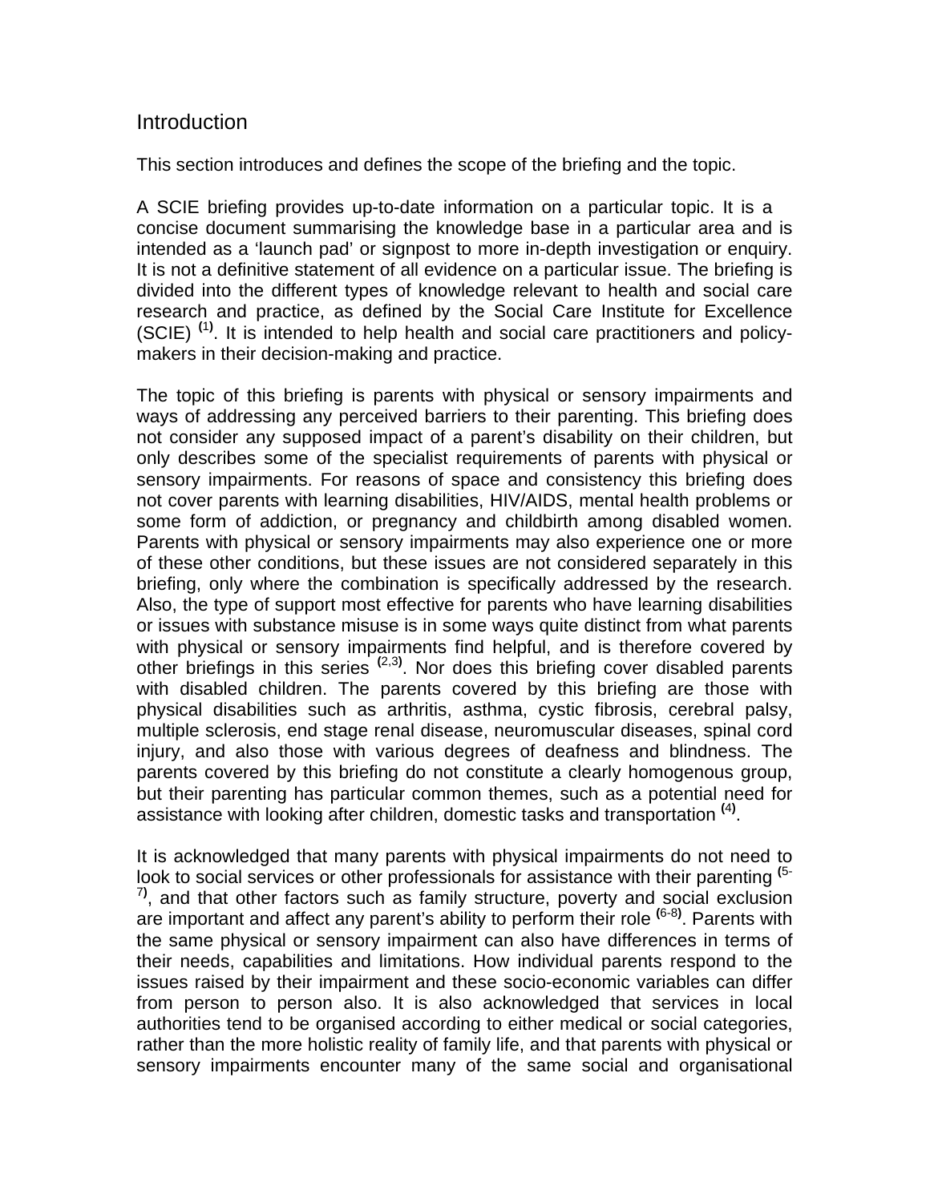## Introduction

This section introduces and defines the scope of the briefing and the topic.

A SCIE briefing provides up-to-date information on a particular topic. It is a concise document summarising the knowledge base in a particular area and is intended as a 'launch pad' or signpost to more in-depth investigation or enquiry. It is not a definitive statement of all evidence on a particular issue. The briefing is divided into the different types of knowledge relevant to health and social care research and practice, as defined by the Social Care Institute for Excellence (SCIE) [(1)]. It is intended to help health and social care practitioners and policy-makers in their decision-making and practice.

The topic of this briefing is parents with physical or sensory impairments and ways of addressing any perceived barriers to their parenting. This briefing does not consider any supposed impact of a parent's disability on their children, but only describes some of the specialist requirements of parents with physical or sensory impairments. For reasons of space and consistency this briefing does not cover parents with learning disabilities, HIV/AIDS, mental health problems or some form of addiction, or pregnancy and childbirth among disabled women. Parents with physical or sensory impairments may also experience one or more of these other conditions, but these issues are not considered separately in this briefing, only where the combination is specifically addressed by the research. Also, the type of support most effective for parents who have learning disabilities or issues with substance misuse is in some ways quite distinct from what parents with physical or sensory impairments find helpful, and is therefore covered by other briefings in this series [(2,3)]. Nor does this briefing cover disabled parents with disabled children. The parents covered by this briefing are those with physical disabilities such as arthritis, asthma, cystic fibrosis, cerebral palsy, multiple sclerosis, end stage renal disease, neuromuscular diseases, spinal cord injury, and also those with various degrees of deafness and blindness. The parents covered by this briefing do not constitute a clearly homogenous group, but their parenting has particular common themes, such as a potential need for assistance with looking after children, domestic tasks and transportation [(4)].

It is acknowledged that many parents with physical impairments do not need to look to social services or other professionals for assistance with their parenting [(5-7)], and that other factors such as family structure, poverty and social exclusion are important and affect any parent's ability to perform their role [(6-8)]. Parents with the same physical or sensory impairment can also have differences in terms of their needs, capabilities and limitations. How individual parents respond to the issues raised by their impairment and these socio-economic variables can differ from person to person also. It is also acknowledged that services in local authorities tend to be organised according to either medical or social categories, rather than the more holistic reality of family life, and that parents with physical or sensory impairments encounter many of the same social and organisational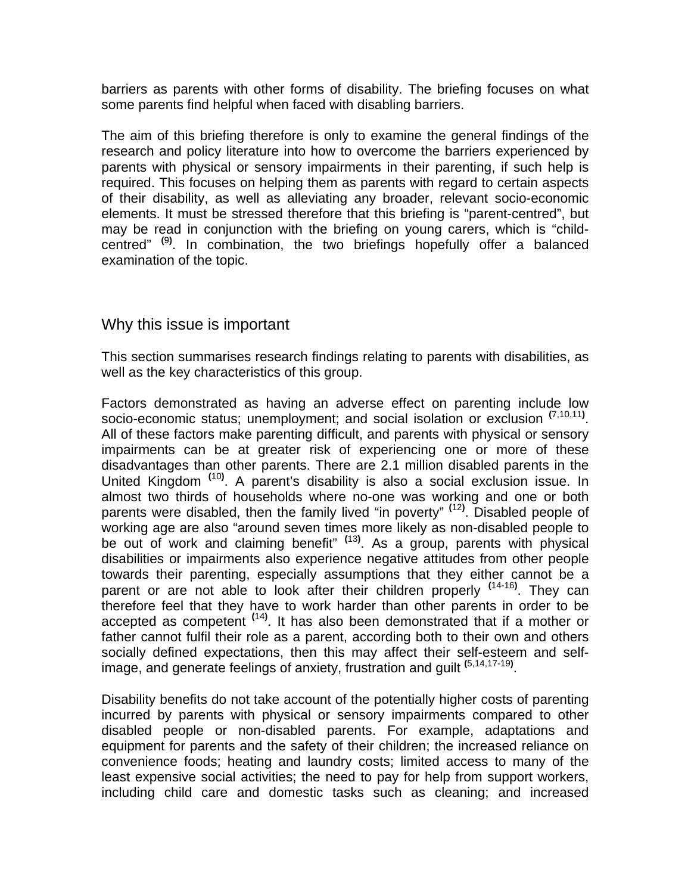barriers as parents with other forms of disability. The briefing focuses on what some parents find helpful when faced with disabling barriers.

The aim of this briefing therefore is only to examine the general findings of the research and policy literature into how to overcome the barriers experienced by parents with physical or sensory impairments in their parenting, if such help is required. This focuses on helping them as parents with regard to certain aspects of their disability, as well as alleviating any broader, relevant socio-economic elements. It must be stressed therefore that this briefing is "parent-centred", but may be read in conjunction with the briefing on young carers, which is "child-centred" [(9)]. In combination, the two briefings hopefully offer a balanced examination of the topic.

## Why this issue is important

This section summarises research findings relating to parents with disabilities, as well as the key characteristics of this group.

Factors demonstrated as having an adverse effect on parenting include low socio-economic status; unemployment; and social isolation or exclusion [(7,10,11)]. All of these factors make parenting difficult, and parents with physical or sensory impairments can be at greater risk of experiencing one or more of these disadvantages than other parents. There are 2.1 million disabled parents in the United Kingdom [(10)]. A parent's disability is also a social exclusion issue. In almost two thirds of households where no-one was working and one or both parents were disabled, then the family lived "in poverty" [(12)]. Disabled people of working age are also "around seven times more likely as non-disabled people to be out of work and claiming benefit" [(13)]. As a group, parents with physical disabilities or impairments also experience negative attitudes from other people towards their parenting, especially assumptions that they either cannot be a parent or are not able to look after their children properly [(14-16)]. They can therefore feel that they have to work harder than other parents in order to be accepted as competent [(14)]. It has also been demonstrated that if a mother or father cannot fulfil their role as a parent, according both to their own and others socially defined expectations, then this may affect their self-esteem and self-image, and generate feelings of anxiety, frustration and guilt [(5,14,17-19)].

Disability benefits do not take account of the potentially higher costs of parenting incurred by parents with physical or sensory impairments compared to other disabled people or non-disabled parents. For example, adaptations and equipment for parents and the safety of their children; the increased reliance on convenience foods; heating and laundry costs; limited access to many of the least expensive social activities; the need to pay for help from support workers, including child care and domestic tasks such as cleaning; and increased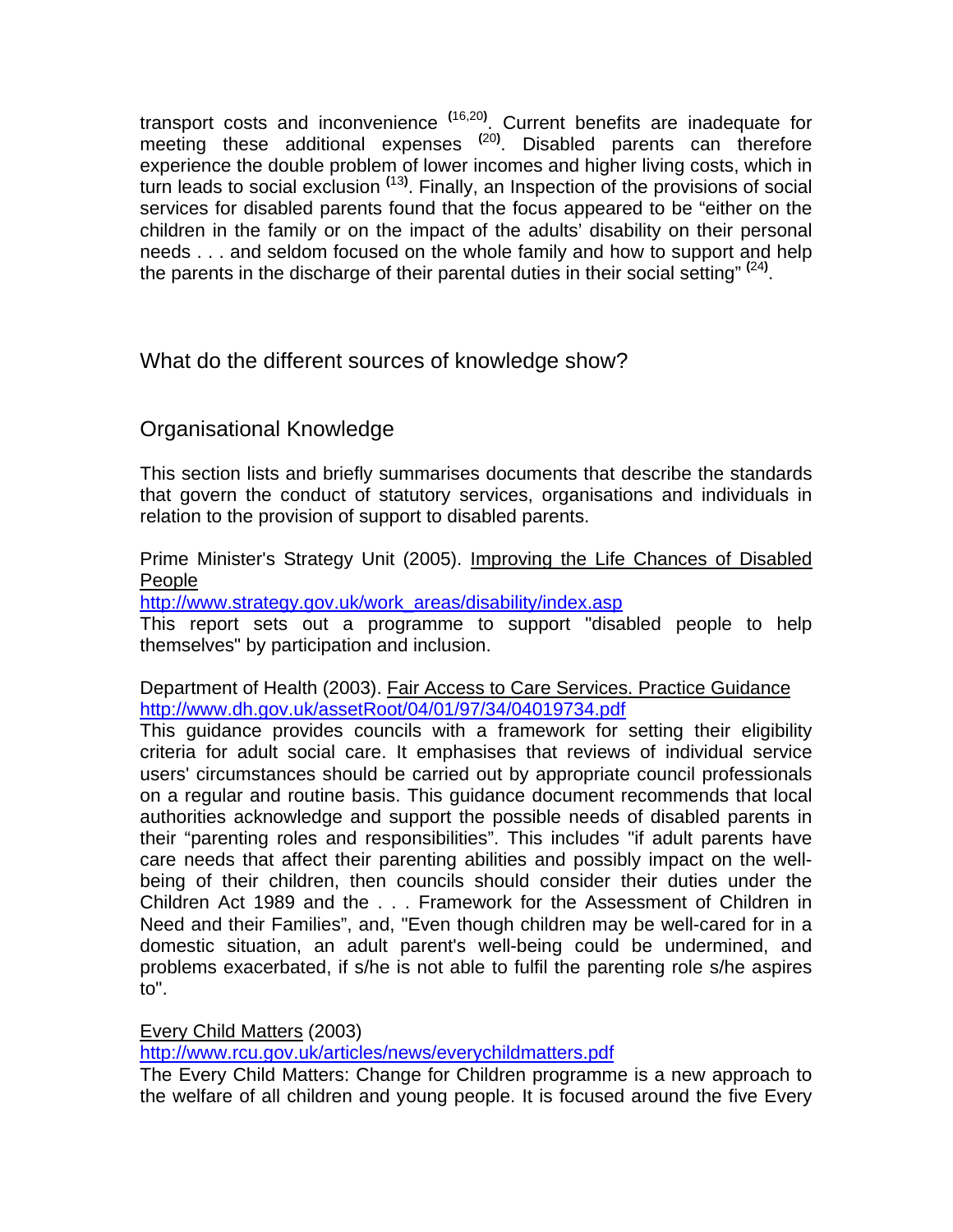transport costs and inconvenience [16,20]. Current benefits are inadequate for meeting these additional expenses [20]. Disabled parents can therefore experience the double problem of lower incomes and higher living costs, which in turn leads to social exclusion [13]. Finally, an Inspection of the provisions of social services for disabled parents found that the focus appeared to be "either on the children in the family or on the impact of the adults' disability on their personal needs . . . and seldom focused on the whole family and how to support and help the parents in the discharge of their parental duties in their social setting" [24].

## What do the different sources of knowledge show?

### Organisational Knowledge

This section lists and briefly summarises documents that describe the standards that govern the conduct of statutory services, organisations and individuals in relation to the provision of support to disabled parents.

Prime Minister's Strategy Unit (2005). Improving the Life Chances of Disabled People
http://www.strategy.gov.uk/work_areas/disability/index.asp
This report sets out a programme to support "disabled people to help themselves" by participation and inclusion.

Department of Health (2003). Fair Access to Care Services. Practice Guidance
http://www.dh.gov.uk/assetRoot/04/01/97/34/04019734.pdf
This guidance provides councils with a framework for setting their eligibility criteria for adult social care. It emphasises that reviews of individual service users' circumstances should be carried out by appropriate council professionals on a regular and routine basis. This guidance document recommends that local authorities acknowledge and support the possible needs of disabled parents in their "parenting roles and responsibilities". This includes "if adult parents have care needs that affect their parenting abilities and possibly impact on the well-being of their children, then councils should consider their duties under the Children Act 1989 and the . . . Framework for the Assessment of Children in Need and their Families", and, "Even though children may be well-cared for in a domestic situation, an adult parent's well-being could be undermined, and problems exacerbated, if s/he is not able to fulfil the parenting role s/he aspires to".

Every Child Matters (2003)
http://www.rcu.gov.uk/articles/news/everychildmatters.pdf
The Every Child Matters: Change for Children programme is a new approach to the welfare of all children and young people. It is focused around the five Every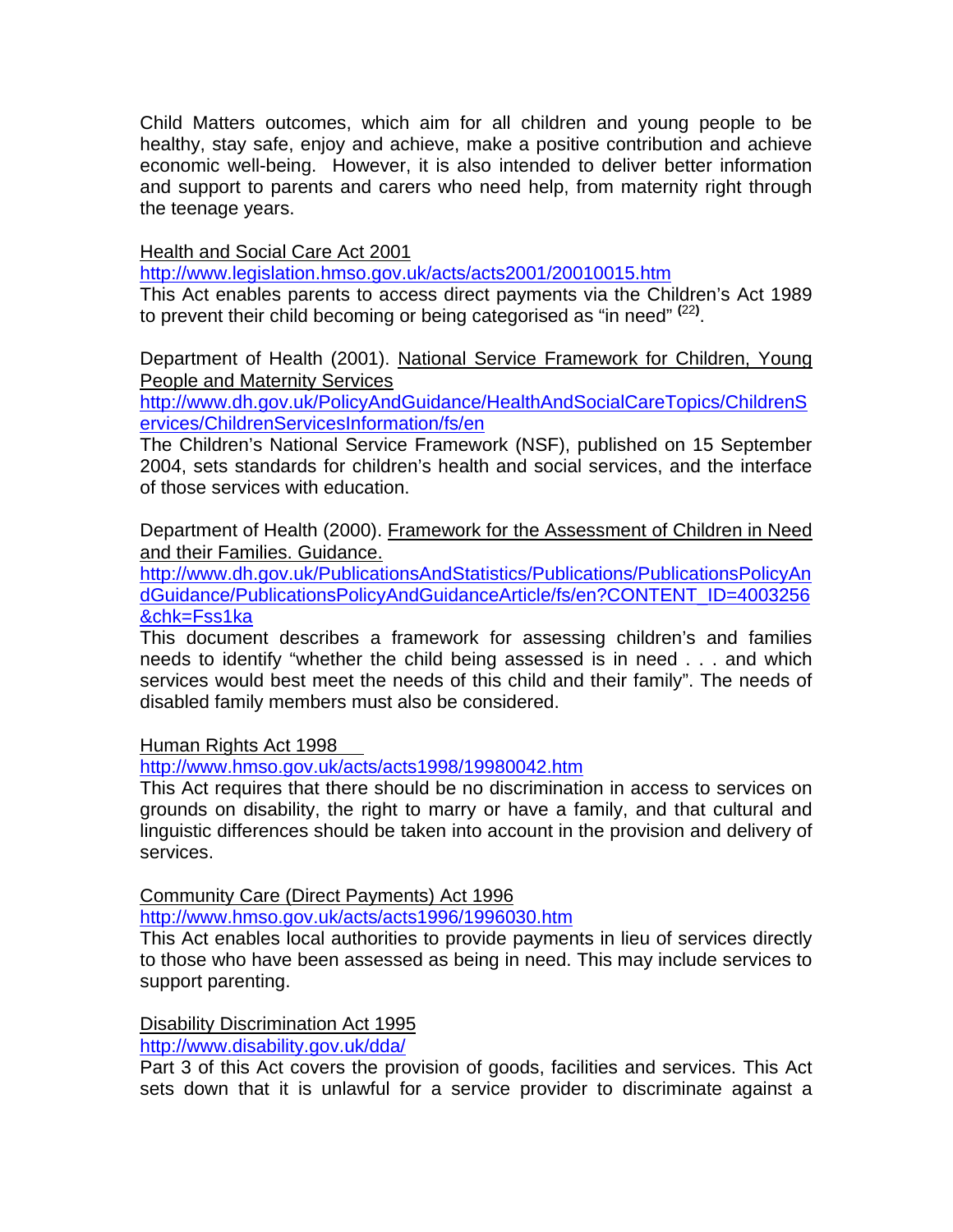Child Matters outcomes, which aim for all children and young people to be healthy, stay safe, enjoy and achieve, make a positive contribution and achieve economic well-being. However, it is also intended to deliver better information and support to parents and carers who need help, from maternity right through the teenage years.

Health and Social Care Act 2001
http://www.legislation.hmso.gov.uk/acts/acts2001/20010015.htm
This Act enables parents to access direct payments via the Children's Act 1989 to prevent their child becoming or being categorised as "in need" [22].

Department of Health (2001). National Service Framework for Children, Young People and Maternity Services
http://www.dh.gov.uk/PolicyAndGuidance/HealthAndSocialCareTopics/ChildrenServices/ChildrenServicesInformation/fs/en
The Children's National Service Framework (NSF), published on 15 September 2004, sets standards for children's health and social services, and the interface of those services with education.

Department of Health (2000). Framework for the Assessment of Children in Need and their Families. Guidance.
http://www.dh.gov.uk/PublicationsAndStatistics/Publications/PublicationsPolicyAndGuidance/PublicationsPolicyAndGuidanceArticle/fs/en?CONTENT_ID=4003256&chk=Fss1ka
This document describes a framework for assessing children's and families needs to identify "whether the child being assessed is in need . . . and which services would best meet the needs of this child and their family". The needs of disabled family members must also be considered.

Human Rights Act 1998
http://www.hmso.gov.uk/acts/acts1998/19980042.htm
This Act requires that there should be no discrimination in access to services on grounds on disability, the right to marry or have a family, and that cultural and linguistic differences should be taken into account in the provision and delivery of services.

Community Care (Direct Payments) Act 1996
http://www.hmso.gov.uk/acts/acts1996/1996030.htm
This Act enables local authorities to provide payments in lieu of services directly to those who have been assessed as being in need. This may include services to support parenting.

Disability Discrimination Act 1995
http://www.disability.gov.uk/dda/
Part 3 of this Act covers the provision of goods, facilities and services. This Act sets down that it is unlawful for a service provider to discriminate against a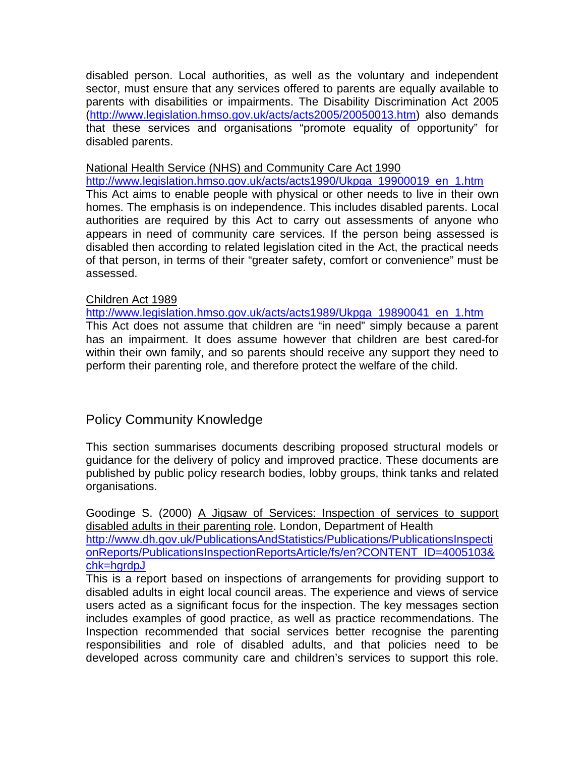disabled person. Local authorities, as well as the voluntary and independent sector, must ensure that any services offered to parents are equally available to parents with disabilities or impairments. The Disability Discrimination Act 2005 (http://www.legislation.hmso.gov.uk/acts/acts2005/20050013.htm) also demands that these services and organisations "promote equality of opportunity" for disabled parents.

National Health Service (NHS) and Community Care Act 1990
http://www.legislation.hmso.gov.uk/acts/acts1990/Ukpga_19900019_en_1.htm
This Act aims to enable people with physical or other needs to live in their own homes. The emphasis is on independence. This includes disabled parents. Local authorities are required by this Act to carry out assessments of anyone who appears in need of community care services. If the person being assessed is disabled then according to related legislation cited in the Act, the practical needs of that person, in terms of their "greater safety, comfort or convenience" must be assessed.

Children Act 1989
http://www.legislation.hmso.gov.uk/acts/acts1989/Ukpga_19890041_en_1.htm
This Act does not assume that children are "in need" simply because a parent has an impairment. It does assume however that children are best cared-for within their own family, and so parents should receive any support they need to perform their parenting role, and therefore protect the welfare of the child.

## Policy Community Knowledge

This section summarises documents describing proposed structural models or guidance for the delivery of policy and improved practice. These documents are published by public policy research bodies, lobby groups, think tanks and related organisations.

Goodinge S. (2000) A Jigsaw of Services: Inspection of services to support disabled adults in their parenting role. London, Department of Health
http://www.dh.gov.uk/PublicationsAndStatistics/Publications/PublicationsInspectionReports/PublicationsInspectionReportsArticle/fs/en?CONTENT_ID=4005103&chk=hgrdpJ
This is a report based on inspections of arrangements for providing support to disabled adults in eight local council areas. The experience and views of service users acted as a significant focus for the inspection. The key messages section includes examples of good practice, as well as practice recommendations. The Inspection recommended that social services better recognise the parenting responsibilities and role of disabled adults, and that policies need to be developed across community care and children's services to support this role.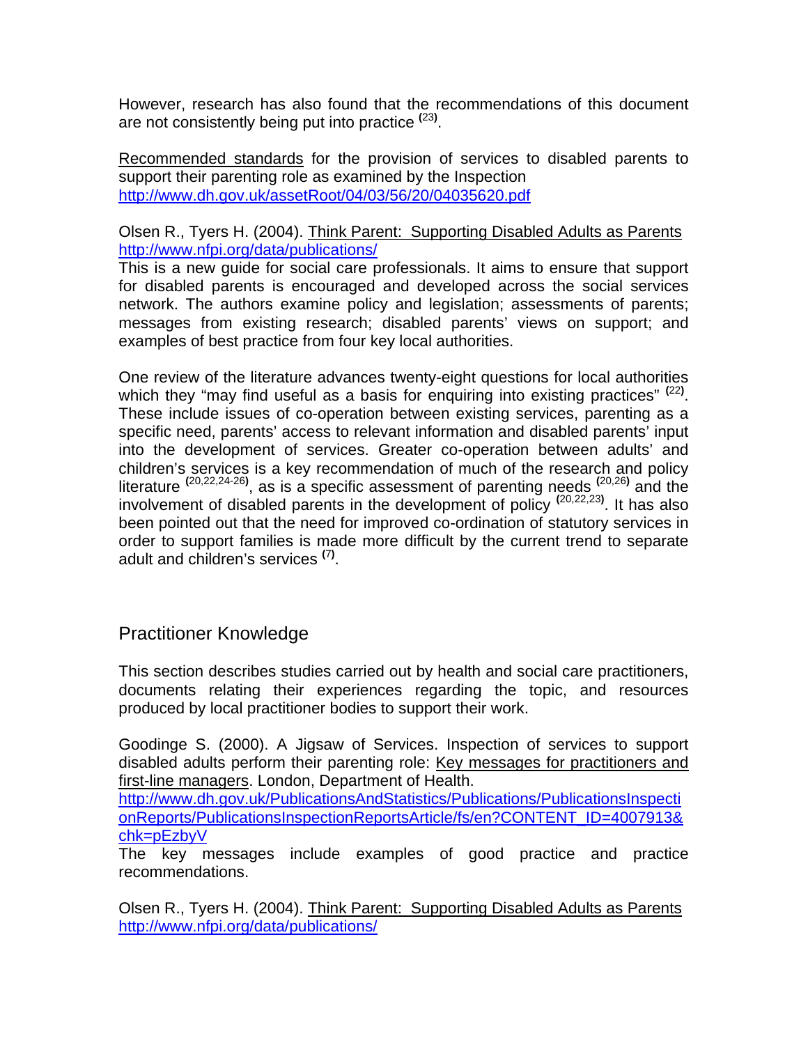However, research has also found that the recommendations of this document are not consistently being put into practice [23].

Recommended standards for the provision of services to disabled parents to support their parenting role as examined by the Inspection
http://www.dh.gov.uk/assetRoot/04/03/56/20/04035620.pdf

Olsen R., Tyers H. (2004). Think Parent: Supporting Disabled Adults as Parents
http://www.nfpi.org/data/publications/
This is a new guide for social care professionals. It aims to ensure that support for disabled parents is encouraged and developed across the social services network. The authors examine policy and legislation; assessments of parents; messages from existing research; disabled parents' views on support; and examples of best practice from four key local authorities.

One review of the literature advances twenty-eight questions for local authorities which they "may find useful as a basis for enquiring into existing practices" [22]. These include issues of co-operation between existing services, parenting as a specific need, parents' access to relevant information and disabled parents' input into the development of services. Greater co-operation between adults' and children's services is a key recommendation of much of the research and policy literature [20,22,24-26], as is a specific assessment of parenting needs [20,26] and the involvement of disabled parents in the development of policy [20,22,23]. It has also been pointed out that the need for improved co-ordination of statutory services in order to support families is made more difficult by the current trend to separate adult and children's services [7].

## Practitioner Knowledge

This section describes studies carried out by health and social care practitioners, documents relating their experiences regarding the topic, and resources produced by local practitioner bodies to support their work.

Goodinge S. (2000). A Jigsaw of Services. Inspection of services to support disabled adults perform their parenting role: Key messages for practitioners and first-line managers. London, Department of Health.
http://www.dh.gov.uk/PublicationsAndStatistics/Publications/PublicationsInspectionReports/PublicationsInspectionReportsArticle/fs/en?CONTENT_ID=4007913&chk=pEzbyV
The key messages include examples of good practice and practice recommendations.

Olsen R., Tyers H. (2004). Think Parent: Supporting Disabled Adults as Parents
http://www.nfpi.org/data/publications/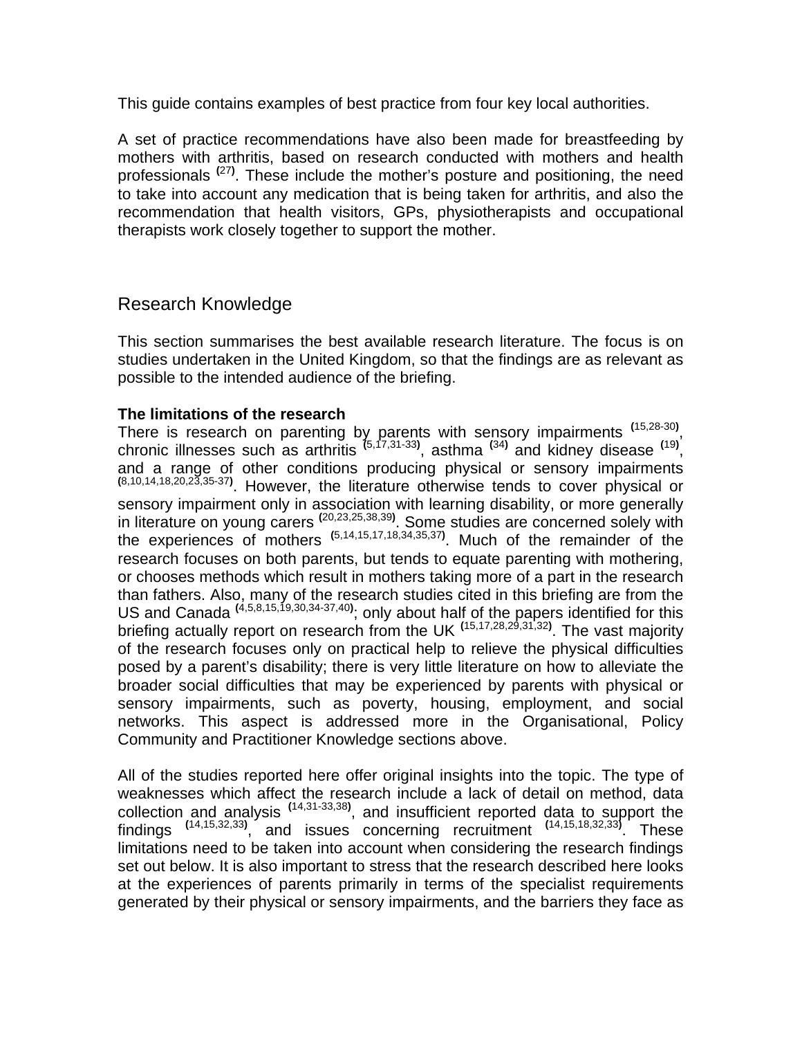This guide contains examples of best practice from four key local authorities.

A set of practice recommendations have also been made for breastfeeding by mothers with arthritis, based on research conducted with mothers and health professionals [27]. These include the mother's posture and positioning, the need to take into account any medication that is being taken for arthritis, and also the recommendation that health visitors, GPs, physiotherapists and occupational therapists work closely together to support the mother.

## Research Knowledge

This section summarises the best available research literature. The focus is on studies undertaken in the United Kingdom, so that the findings are as relevant as possible to the intended audience of the briefing.

**The limitations of the research**

There is research on parenting by parents with sensory impairments [15,28-30], chronic illnesses such as arthritis [5,17,31-33], asthma [34] and kidney disease [19], and a range of other conditions producing physical or sensory impairments [8,10,14,18,20,23,35-37]. However, the literature otherwise tends to cover physical or sensory impairment only in association with learning disability, or more generally in literature on young carers [20,23,25,38,39]. Some studies are concerned solely with the experiences of mothers [5,14,15,17,18,34,35,37]. Much of the remainder of the research focuses on both parents, but tends to equate parenting with mothering, or chooses methods which result in mothers taking more of a part in the research than fathers. Also, many of the research studies cited in this briefing are from the US and Canada [4,5,8,15,19,30,34-37,40]; only about half of the papers identified for this briefing actually report on research from the UK [15,17,28,29,31,32]. The vast majority of the research focuses only on practical help to relieve the physical difficulties posed by a parent's disability; there is very little literature on how to alleviate the broader social difficulties that may be experienced by parents with physical or sensory impairments, such as poverty, housing, employment, and social networks. This aspect is addressed more in the Organisational, Policy Community and Practitioner Knowledge sections above.

All of the studies reported here offer original insights into the topic. The type of weaknesses which affect the research include a lack of detail on method, data collection and analysis [14,31-33,38], and insufficient reported data to support the findings [14,15,32,33], and issues concerning recruitment [14,15,18,32,33]. These limitations need to be taken into account when considering the research findings set out below. It is also important to stress that the research described here looks at the experiences of parents primarily in terms of the specialist requirements generated by their physical or sensory impairments, and the barriers they face as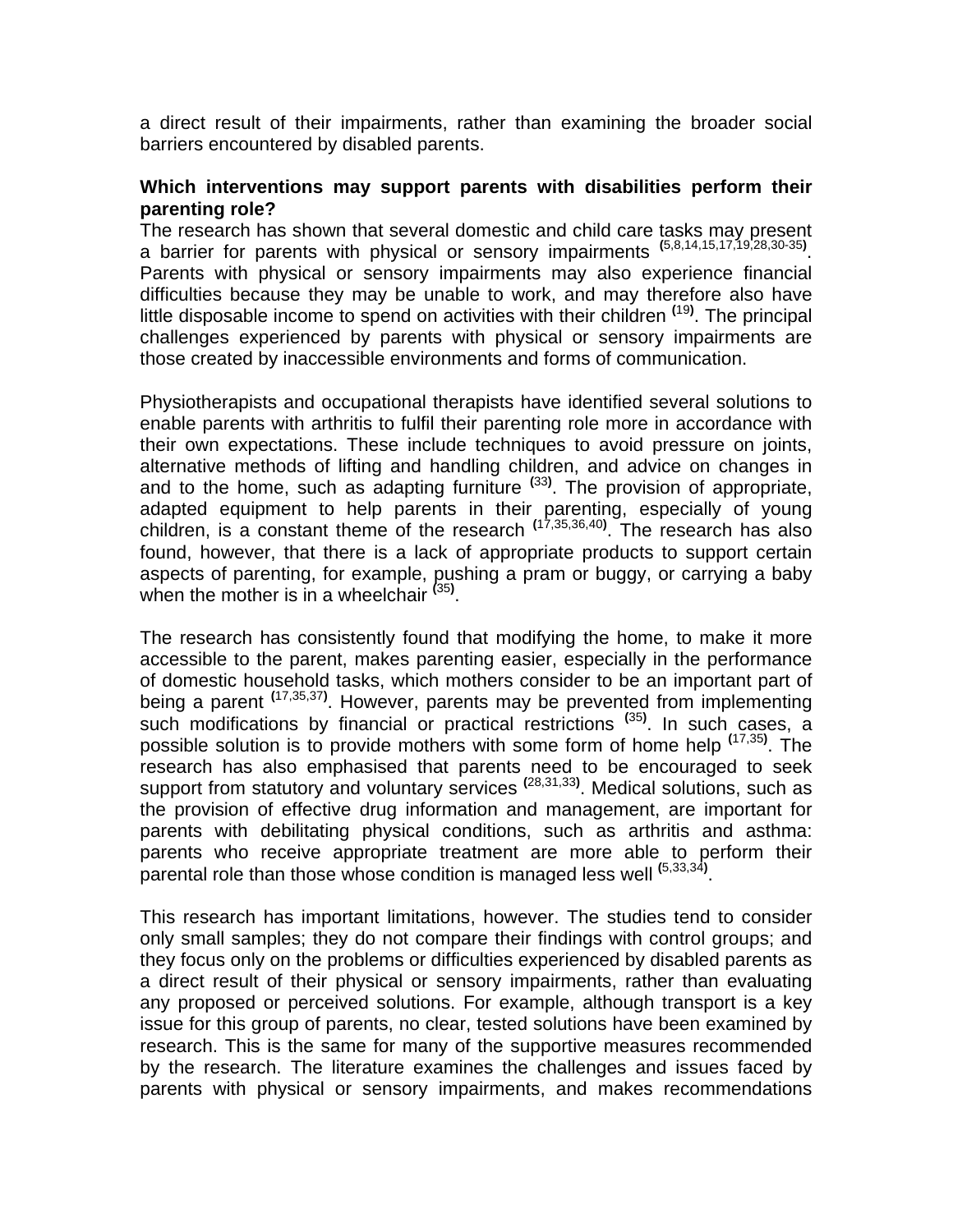a direct result of their impairments, rather than examining the broader social barriers encountered by disabled parents.

**Which interventions may support parents with disabilities perform their parenting role?**

The research has shown that several domestic and child care tasks may present a barrier for parents with physical or sensory impairments [5,8,14,15,17,19,28,30-35]. Parents with physical or sensory impairments may also experience financial difficulties because they may be unable to work, and may therefore also have little disposable income to spend on activities with their children [19]. The principal challenges experienced by parents with physical or sensory impairments are those created by inaccessible environments and forms of communication.

Physiotherapists and occupational therapists have identified several solutions to enable parents with arthritis to fulfil their parenting role more in accordance with their own expectations. These include techniques to avoid pressure on joints, alternative methods of lifting and handling children, and advice on changes in and to the home, such as adapting furniture [33]. The provision of appropriate, adapted equipment to help parents in their parenting, especially of young children, is a constant theme of the research [17,35,36,40]. The research has also found, however, that there is a lack of appropriate products to support certain aspects of parenting, for example, pushing a pram or buggy, or carrying a baby when the mother is in a wheelchair [35].

The research has consistently found that modifying the home, to make it more accessible to the parent, makes parenting easier, especially in the performance of domestic household tasks, which mothers consider to be an important part of being a parent [17,35,37]. However, parents may be prevented from implementing such modifications by financial or practical restrictions [35]. In such cases, a possible solution is to provide mothers with some form of home help [17,35]. The research has also emphasised that parents need to be encouraged to seek support from statutory and voluntary services [28,31,33]. Medical solutions, such as the provision of effective drug information and management, are important for parents with debilitating physical conditions, such as arthritis and asthma: parents who receive appropriate treatment are more able to perform their parental role than those whose condition is managed less well [5,33,34].

This research has important limitations, however. The studies tend to consider only small samples; they do not compare their findings with control groups; and they focus only on the problems or difficulties experienced by disabled parents as a direct result of their physical or sensory impairments, rather than evaluating any proposed or perceived solutions. For example, although transport is a key issue for this group of parents, no clear, tested solutions have been examined by research. This is the same for many of the supportive measures recommended by the research. The literature examines the challenges and issues faced by parents with physical or sensory impairments, and makes recommendations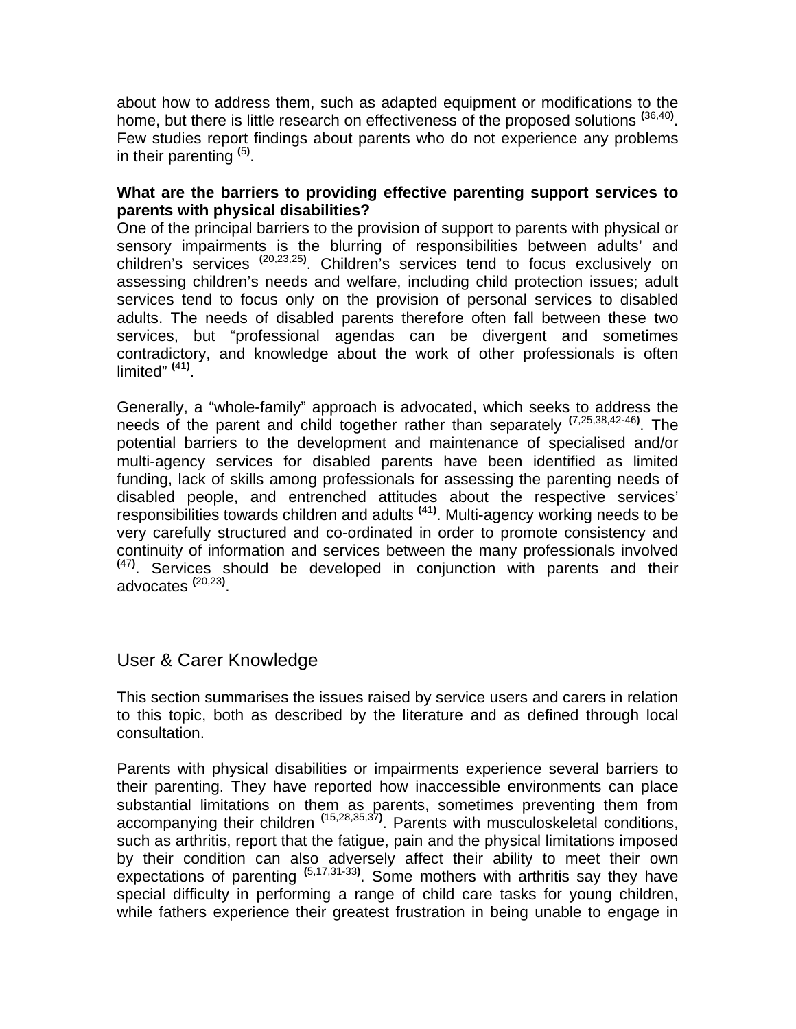about how to address them, such as adapted equipment or modifications to the home, but there is little research on effectiveness of the proposed solutions [36,40]. Few studies report findings about parents who do not experience any problems in their parenting [5].

**What are the barriers to providing effective parenting support services to parents with physical disabilities?**

One of the principal barriers to the provision of support to parents with physical or sensory impairments is the blurring of responsibilities between adults' and children's services [20,23,25]. Children's services tend to focus exclusively on assessing children's needs and welfare, including child protection issues; adult services tend to focus only on the provision of personal services to disabled adults. The needs of disabled parents therefore often fall between these two services, but "professional agendas can be divergent and sometimes contradictory, and knowledge about the work of other professionals is often limited" [41].

Generally, a "whole-family" approach is advocated, which seeks to address the needs of the parent and child together rather than separately [7,25,38,42-46]. The potential barriers to the development and maintenance of specialised and/or multi-agency services for disabled parents have been identified as limited funding, lack of skills among professionals for assessing the parenting needs of disabled people, and entrenched attitudes about the respective services' responsibilities towards children and adults [41]. Multi-agency working needs to be very carefully structured and co-ordinated in order to promote consistency and continuity of information and services between the many professionals involved [47]. Services should be developed in conjunction with parents and their advocates [20,23].

## User & Carer Knowledge

This section summarises the issues raised by service users and carers in relation to this topic, both as described by the literature and as defined through local consultation.

Parents with physical disabilities or impairments experience several barriers to their parenting. They have reported how inaccessible environments can place substantial limitations on them as parents, sometimes preventing them from accompanying their children [15,28,35,37]. Parents with musculoskeletal conditions, such as arthritis, report that the fatigue, pain and the physical limitations imposed by their condition can also adversely affect their ability to meet their own expectations of parenting [5,17,31-33]. Some mothers with arthritis say they have special difficulty in performing a range of child care tasks for young children, while fathers experience their greatest frustration in being unable to engage in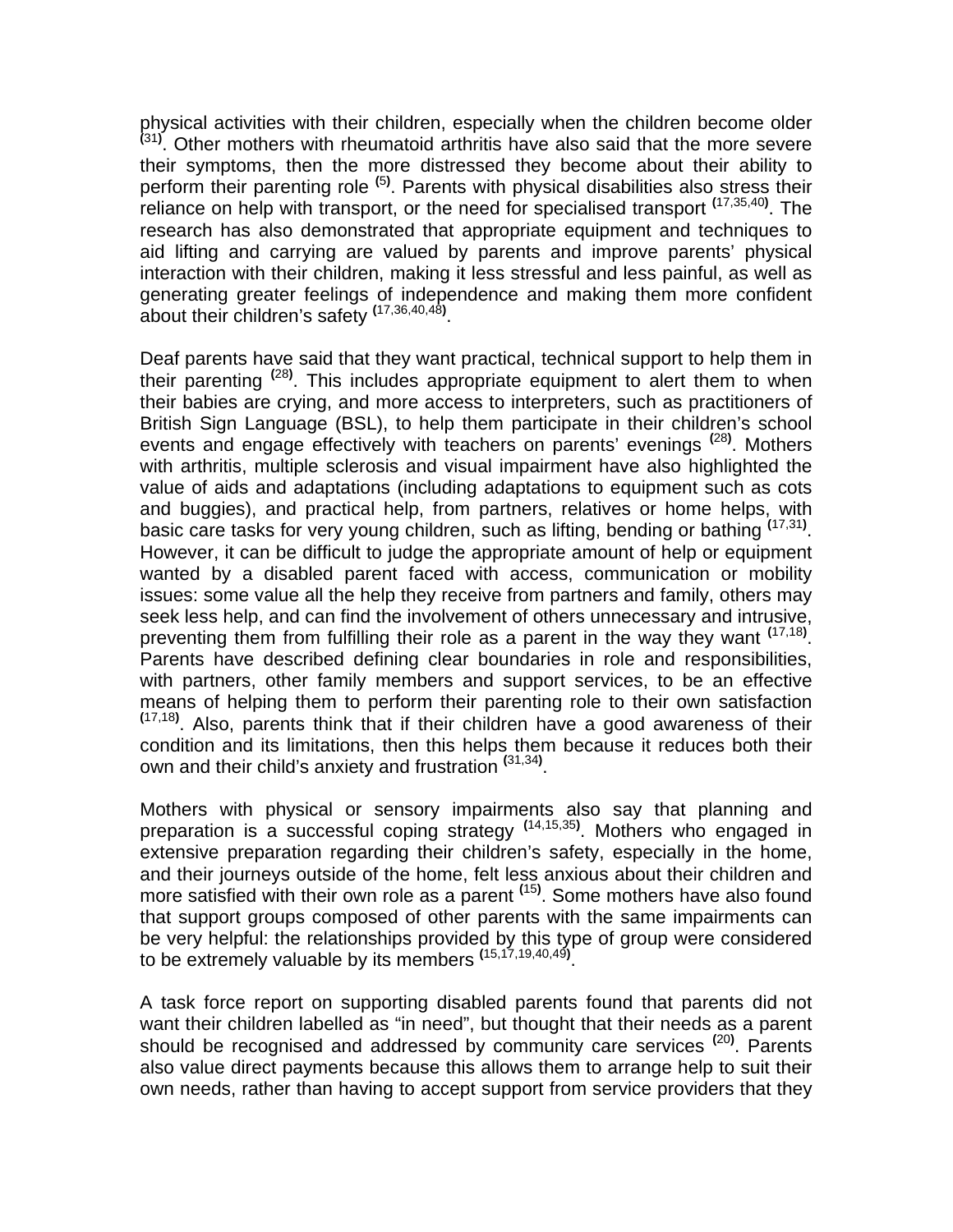physical activities with their children, especially when the children become older [31]. Other mothers with rheumatoid arthritis have also said that the more severe their symptoms, then the more distressed they become about their ability to perform their parenting role [5]. Parents with physical disabilities also stress their reliance on help with transport, or the need for specialised transport [17,35,40]. The research has also demonstrated that appropriate equipment and techniques to aid lifting and carrying are valued by parents and improve parents' physical interaction with their children, making it less stressful and less painful, as well as generating greater feelings of independence and making them more confident about their children's safety [17,36,40,48].

Deaf parents have said that they want practical, technical support to help them in their parenting [28]. This includes appropriate equipment to alert them to when their babies are crying, and more access to interpreters, such as practitioners of British Sign Language (BSL), to help them participate in their children's school events and engage effectively with teachers on parents' evenings [28]. Mothers with arthritis, multiple sclerosis and visual impairment have also highlighted the value of aids and adaptations (including adaptations to equipment such as cots and buggies), and practical help, from partners, relatives or home helps, with basic care tasks for very young children, such as lifting, bending or bathing [17,31]. However, it can be difficult to judge the appropriate amount of help or equipment wanted by a disabled parent faced with access, communication or mobility issues: some value all the help they receive from partners and family, others may seek less help, and can find the involvement of others unnecessary and intrusive, preventing them from fulfilling their role as a parent in the way they want [17,18]. Parents have described defining clear boundaries in role and responsibilities, with partners, other family members and support services, to be an effective means of helping them to perform their parenting role to their own satisfaction [17,18]. Also, parents think that if their children have a good awareness of their condition and its limitations, then this helps them because it reduces both their own and their child's anxiety and frustration [31,34].

Mothers with physical or sensory impairments also say that planning and preparation is a successful coping strategy [14,15,35]. Mothers who engaged in extensive preparation regarding their children's safety, especially in the home, and their journeys outside of the home, felt less anxious about their children and more satisfied with their own role as a parent [15]. Some mothers have also found that support groups composed of other parents with the same impairments can be very helpful: the relationships provided by this type of group were considered to be extremely valuable by its members [15,17,19,40,49].

A task force report on supporting disabled parents found that parents did not want their children labelled as "in need", but thought that their needs as a parent should be recognised and addressed by community care services [20]. Parents also value direct payments because this allows them to arrange help to suit their own needs, rather than having to accept support from service providers that they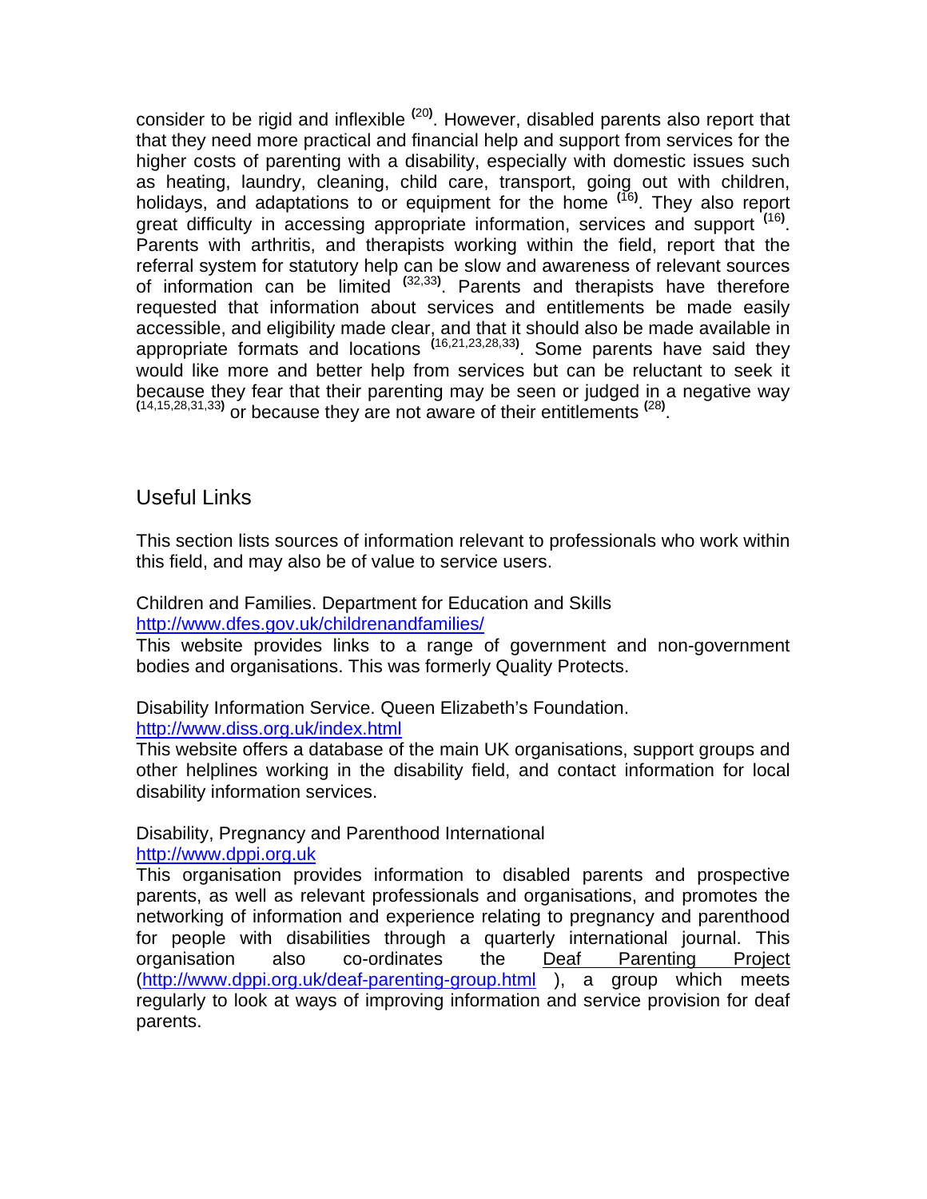consider to be rigid and inflexible [20]. However, disabled parents also report that that they need more practical and financial help and support from services for the higher costs of parenting with a disability, especially with domestic issues such as heating, laundry, cleaning, child care, transport, going out with children, holidays, and adaptations to or equipment for the home [16]. They also report great difficulty in accessing appropriate information, services and support [16]. Parents with arthritis, and therapists working within the field, report that the referral system for statutory help can be slow and awareness of relevant sources of information can be limited [32,33]. Parents and therapists have therefore requested that information about services and entitlements be made easily accessible, and eligibility made clear, and that it should also be made available in appropriate formats and locations [16,21,23,28,33]. Some parents have said they would like more and better help from services but can be reluctant to seek it because they fear that their parenting may be seen or judged in a negative way [14,15,28,31,33] or because they are not aware of their entitlements [28].

## Useful Links

This section lists sources of information relevant to professionals who work within this field, and may also be of value to service users.

Children and Families. Department for Education and Skills
http://www.dfes.gov.uk/childrenandfamilies/
This website provides links to a range of government and non-government bodies and organisations. This was formerly Quality Protects.

Disability Information Service. Queen Elizabeth's Foundation.
http://www.diss.org.uk/index.html
This website offers a database of the main UK organisations, support groups and other helplines working in the disability field, and contact information for local disability information services.

Disability, Pregnancy and Parenthood International
http://www.dppi.org.uk
This organisation provides information to disabled parents and prospective parents, as well as relevant professionals and organisations, and promotes the networking of information and experience relating to pregnancy and parenthood for people with disabilities through a quarterly international journal. This organisation also co-ordinates the Deaf Parenting Project (http://www.dppi.org.uk/deaf-parenting-group.html ), a group which meets regularly to look at ways of improving information and service provision for deaf parents.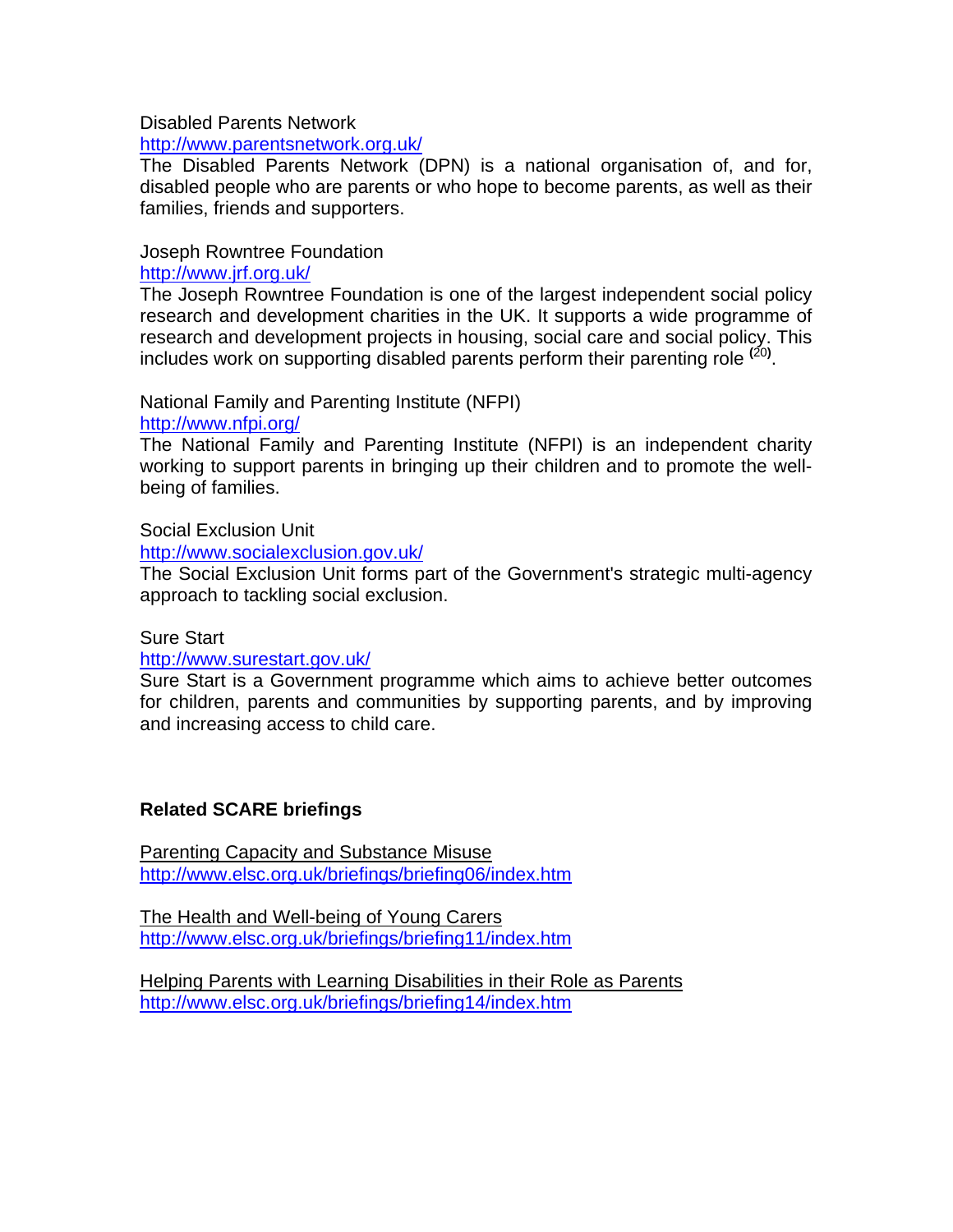Disabled Parents Network
http://www.parentsnetwork.org.uk/
The Disabled Parents Network (DPN) is a national organisation of, and for, disabled people who are parents or who hope to become parents, as well as their families, friends and supporters.

Joseph Rowntree Foundation
http://www.jrf.org.uk/
The Joseph Rowntree Foundation is one of the largest independent social policy research and development charities in the UK. It supports a wide programme of research and development projects in housing, social care and social policy. This includes work on supporting disabled parents perform their parenting role [20].

National Family and Parenting Institute (NFPI)
http://www.nfpi.org/
The National Family and Parenting Institute (NFPI) is an independent charity working to support parents in bringing up their children and to promote the well-being of families.

Social Exclusion Unit
http://www.socialexclusion.gov.uk/
The Social Exclusion Unit forms part of the Government's strategic multi-agency approach to tackling social exclusion.

Sure Start
http://www.surestart.gov.uk/
Sure Start is a Government programme which aims to achieve better outcomes for children, parents and communities by supporting parents, and by improving and increasing access to child care.

**Related SCARE briefings**

Parenting Capacity and Substance Misuse
http://www.elsc.org.uk/briefings/briefing06/index.htm

The Health and Well-being of Young Carers
http://www.elsc.org.uk/briefings/briefing11/index.htm

Helping Parents with Learning Disabilities in their Role as Parents
http://www.elsc.org.uk/briefings/briefing14/index.htm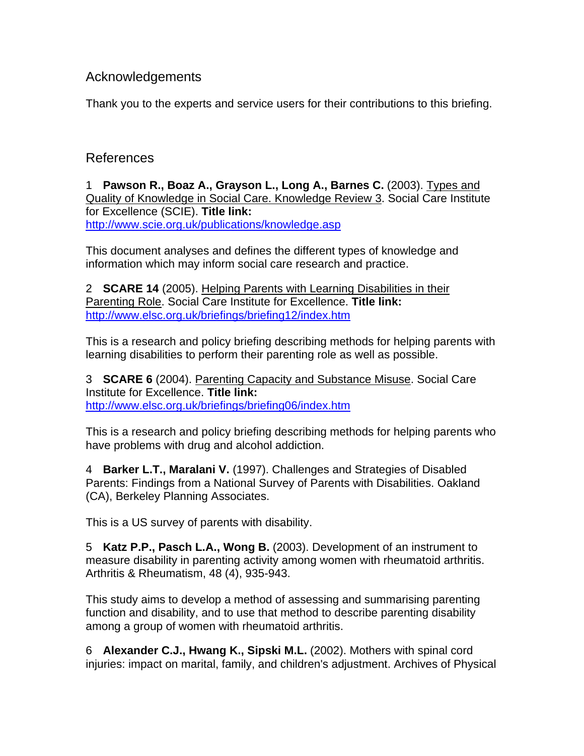## Acknowledgements

Thank you to the experts and service users for their contributions to this briefing.

## References

1 **Pawson R., Boaz A., Grayson L., Long A., Barnes C.** (2003). Types and Quality of Knowledge in Social Care. Knowledge Review 3. Social Care Institute for Excellence (SCIE). **Title link:** http://www.scie.org.uk/publications/knowledge.asp

This document analyses and defines the different types of knowledge and information which may inform social care research and practice.

2 **SCARE 14** (2005). Helping Parents with Learning Disabilities in their Parenting Role. Social Care Institute for Excellence. **Title link:** http://www.elsc.org.uk/briefings/briefing12/index.htm

This is a research and policy briefing describing methods for helping parents with learning disabilities to perform their parenting role as well as possible.

3 **SCARE 6** (2004). Parenting Capacity and Substance Misuse. Social Care Institute for Excellence. **Title link:** http://www.elsc.org.uk/briefings/briefing06/index.htm

This is a research and policy briefing describing methods for helping parents who have problems with drug and alcohol addiction.

4 **Barker L.T., Maralani V.** (1997). Challenges and Strategies of Disabled Parents: Findings from a National Survey of Parents with Disabilities. Oakland (CA), Berkeley Planning Associates.

This is a US survey of parents with disability.

5 **Katz P.P., Pasch L.A., Wong B.** (2003). Development of an instrument to measure disability in parenting activity among women with rheumatoid arthritis. Arthritis & Rheumatism, 48 (4), 935-943.

This study aims to develop a method of assessing and summarising parenting function and disability, and to use that method to describe parenting disability among a group of women with rheumatoid arthritis.

6 **Alexander C.J., Hwang K., Sipski M.L.** (2002). Mothers with spinal cord injuries: impact on marital, family, and children's adjustment. Archives of Physical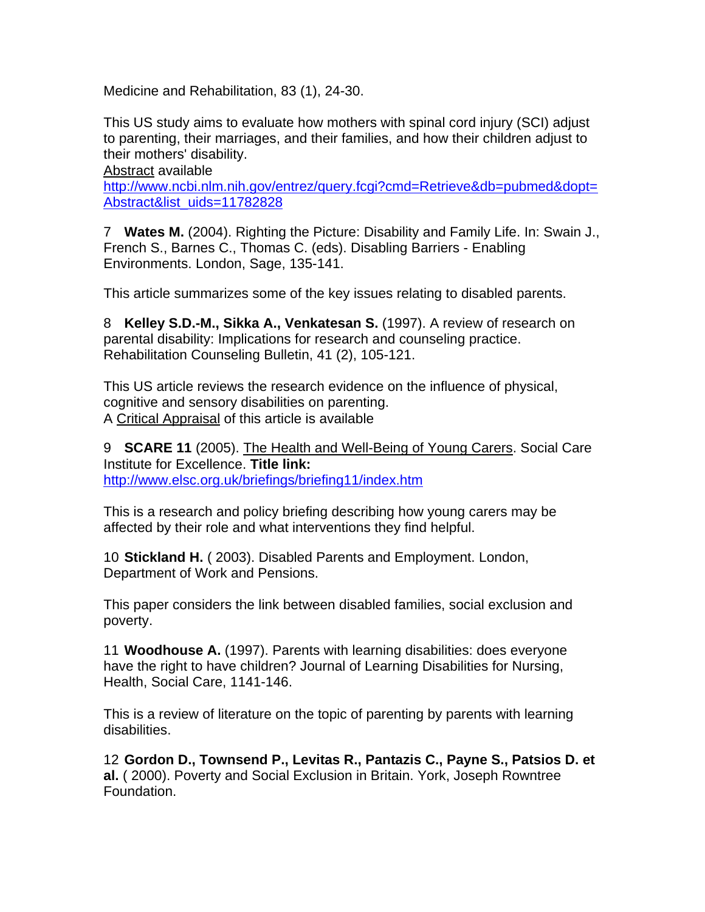Medicine and Rehabilitation, 83 (1), 24-30.

This US study aims to evaluate how mothers with spinal cord injury (SCI) adjust to parenting, their marriages, and their families, and how their children adjust to their mothers' disability.
Abstract available
http://www.ncbi.nlm.nih.gov/entrez/query.fcgi?cmd=Retrieve&db=pubmed&dopt=Abstract&list_uids=11782828

7 **Wates M.** (2004). Righting the Picture: Disability and Family Life. In: Swain J., French S., Barnes C., Thomas C. (eds). Disabling Barriers - Enabling Environments. London, Sage, 135-141.

This article summarizes some of the key issues relating to disabled parents.

8 **Kelley S.D.-M., Sikka A., Venkatesan S.** (1997). A review of research on parental disability: Implications for research and counseling practice. Rehabilitation Counseling Bulletin, 41 (2), 105-121.

This US article reviews the research evidence on the influence of physical, cognitive and sensory disabilities on parenting.
A Critical Appraisal of this article is available

9 **SCARE 11** (2005). The Health and Well-Being of Young Carers. Social Care Institute for Excellence. **Title link:** http://www.elsc.org.uk/briefings/briefing11/index.htm

This is a research and policy briefing describing how young carers may be affected by their role and what interventions they find helpful.

10 **Stickland H.** ( 2003). Disabled Parents and Employment. London, Department of Work and Pensions.

This paper considers the link between disabled families, social exclusion and poverty.

11 **Woodhouse A.** (1997). Parents with learning disabilities: does everyone have the right to have children? Journal of Learning Disabilities for Nursing, Health, Social Care, 1141-146.

This is a review of literature on the topic of parenting by parents with learning disabilities.

12 **Gordon D., Townsend P., Levitas R., Pantazis C., Payne S., Patsios D. et al.** ( 2000). Poverty and Social Exclusion in Britain. York, Joseph Rowntree Foundation.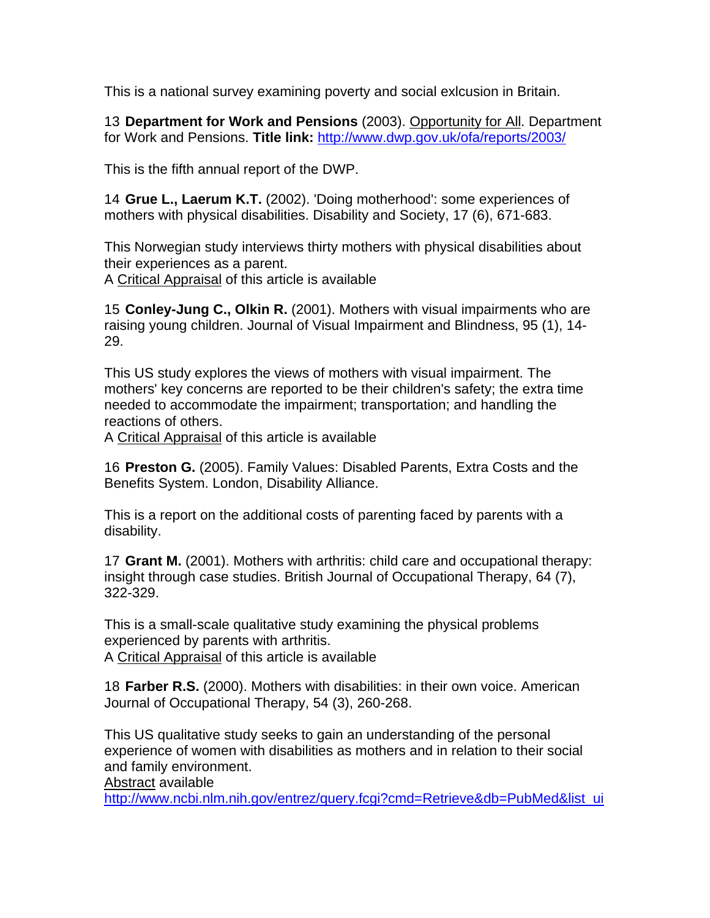This is a national survey examining poverty and social exlcusion in Britain.

13 **Department for Work and Pensions** (2003). Opportunity for All. Department for Work and Pensions. **Title link:** http://www.dwp.gov.uk/ofa/reports/2003/

This is the fifth annual report of the DWP.

14 **Grue L., Laerum K.T.** (2002). 'Doing motherhood': some experiences of mothers with physical disabilities. Disability and Society, 17 (6), 671-683.

This Norwegian study interviews thirty mothers with physical disabilities about their experiences as a parent.
A Critical Appraisal of this article is available

15 **Conley-Jung C., Olkin R.** (2001). Mothers with visual impairments who are raising young children. Journal of Visual Impairment and Blindness, 95 (1), 14-29.

This US study explores the views of mothers with visual impairment. The mothers' key concerns are reported to be their children's safety; the extra time needed to accommodate the impairment; transportation; and handling the reactions of others.
A Critical Appraisal of this article is available

16 **Preston G.** (2005). Family Values: Disabled Parents, Extra Costs and the Benefits System. London, Disability Alliance.

This is a report on the additional costs of parenting faced by parents with a disability.

17 **Grant M.** (2001). Mothers with arthritis: child care and occupational therapy: insight through case studies. British Journal of Occupational Therapy, 64 (7), 322-329.

This is a small-scale qualitative study examining the physical problems experienced by parents with arthritis.
A Critical Appraisal of this article is available

18 **Farber R.S.** (2000). Mothers with disabilities: in their own voice. American Journal of Occupational Therapy, 54 (3), 260-268.

This US qualitative study seeks to gain an understanding of the personal experience of women with disabilities as mothers and in relation to their social and family environment.
Abstract available
http://www.ncbi.nlm.nih.gov/entrez/query.fcgi?cmd=Retrieve&db=PubMed&list_ui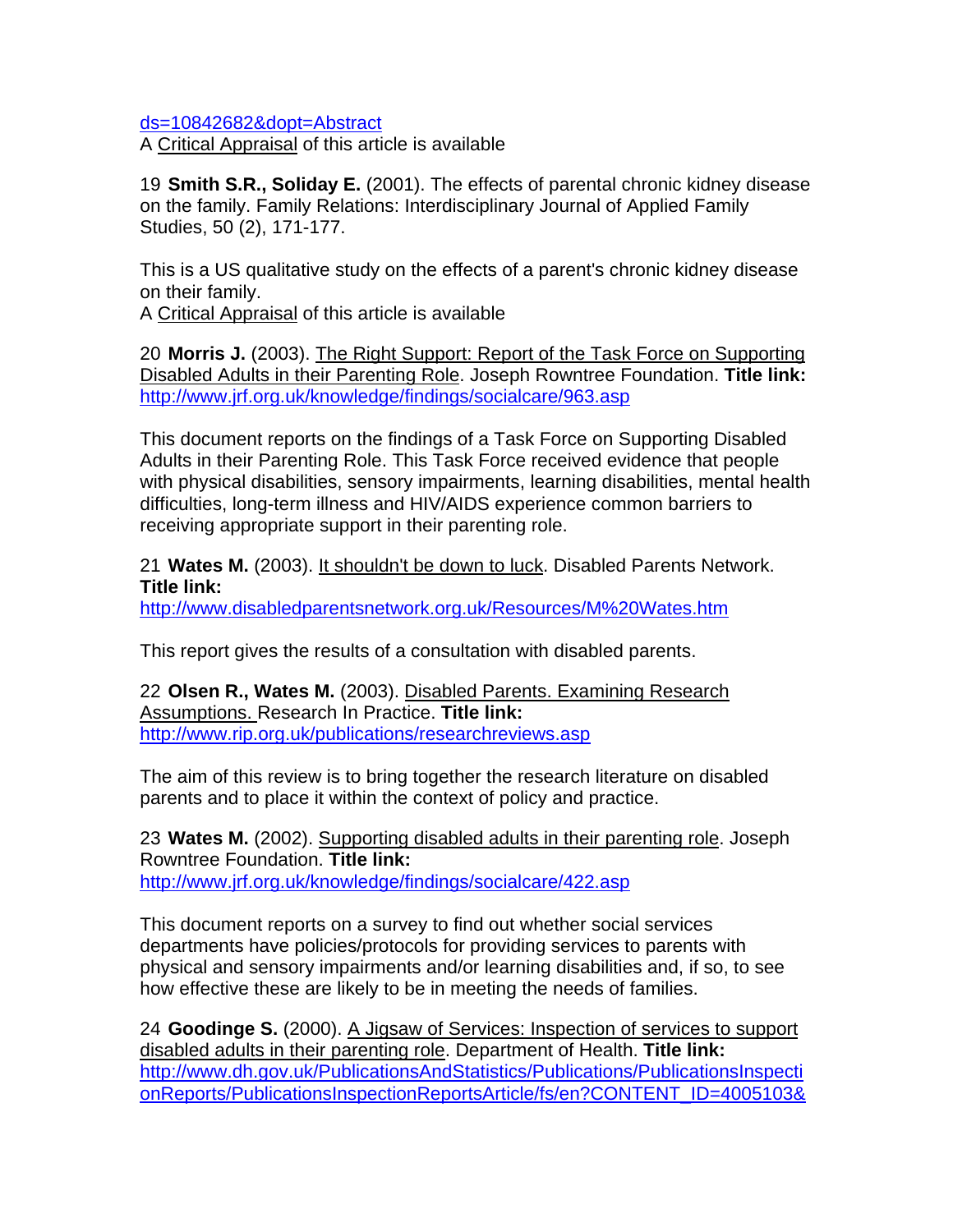ds=10842682&dopt=Abstract
A Critical Appraisal of this article is available

19 **Smith S.R., Soliday E.** (2001). The effects of parental chronic kidney disease on the family. Family Relations: Interdisciplinary Journal of Applied Family Studies, 50 (2), 171-177.

This is a US qualitative study on the effects of a parent's chronic kidney disease on their family.
A Critical Appraisal of this article is available

20 **Morris J.** (2003). The Right Support: Report of the Task Force on Supporting Disabled Adults in their Parenting Role. Joseph Rowntree Foundation. **Title link:** http://www.jrf.org.uk/knowledge/findings/socialcare/963.asp

This document reports on the findings of a Task Force on Supporting Disabled Adults in their Parenting Role. This Task Force received evidence that people with physical disabilities, sensory impairments, learning disabilities, mental health difficulties, long-term illness and HIV/AIDS experience common barriers to receiving appropriate support in their parenting role.

21 **Wates M.** (2003). It shouldn't be down to luck. Disabled Parents Network. **Title link:**
http://www.disabledparentsnetwork.org.uk/Resources/M%20Wates.htm

This report gives the results of a consultation with disabled parents.

22 **Olsen R., Wates M.** (2003). Disabled Parents. Examining Research Assumptions. Research In Practice. **Title link:** http://www.rip.org.uk/publications/researchreviews.asp

The aim of this review is to bring together the research literature on disabled parents and to place it within the context of policy and practice.

23 **Wates M.** (2002). Supporting disabled adults in their parenting role. Joseph Rowntree Foundation. **Title link:**
http://www.jrf.org.uk/knowledge/findings/socialcare/422.asp

This document reports on a survey to find out whether social services departments have policies/protocols for providing services to parents with physical and sensory impairments and/or learning disabilities and, if so, to see how effective these are likely to be in meeting the needs of families.

24 **Goodinge S.** (2000). A Jigsaw of Services: Inspection of services to support disabled adults in their parenting role. Department of Health. **Title link:** http://www.dh.gov.uk/PublicationsAndStatistics/Publications/PublicationsInspectionReports/PublicationsInspectionReportsArticle/fs/en?CONTENT_ID=4005103&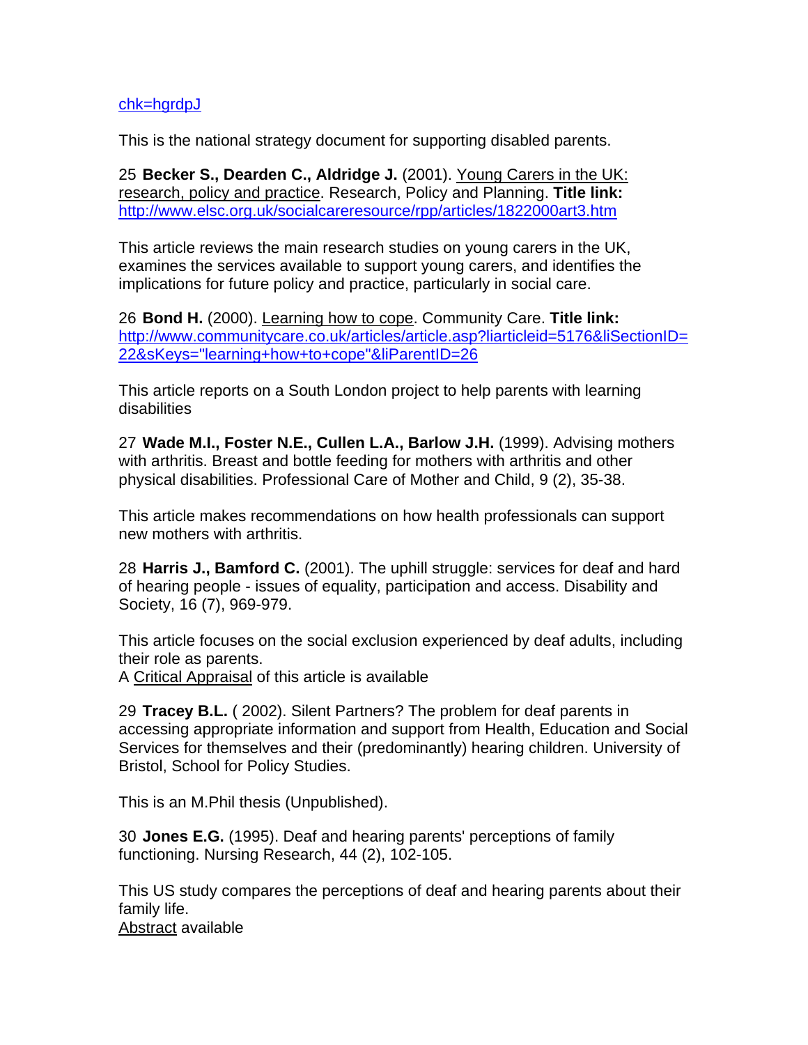chk=hgrdpJ

This is the national strategy document for supporting disabled parents.

25 **Becker S., Dearden C., Aldridge J.** (2001). Young Carers in the UK: research, policy and practice. Research, Policy and Planning. **Title link:** http://www.elsc.org.uk/socialcareresource/rpp/articles/1822000art3.htm

This article reviews the main research studies on young carers in the UK, examines the services available to support young carers, and identifies the implications for future policy and practice, particularly in social care.

26 **Bond H.** (2000). Learning how to cope. Community Care. **Title link:** http://www.communitycare.co.uk/articles/article.asp?liarticleid=5176&liSectionID=22&sKeys="learning+how+to+cope"&liParentID=26

This article reports on a South London project to help parents with learning disabilities

27 **Wade M.I., Foster N.E., Cullen L.A., Barlow J.H.** (1999). Advising mothers with arthritis. Breast and bottle feeding for mothers with arthritis and other physical disabilities. Professional Care of Mother and Child, 9 (2), 35-38.

This article makes recommendations on how health professionals can support new mothers with arthritis.

28 **Harris J., Bamford C.** (2001). The uphill struggle: services for deaf and hard of hearing people - issues of equality, participation and access. Disability and Society, 16 (7), 969-979.

This article focuses on the social exclusion experienced by deaf adults, including their role as parents.
A Critical Appraisal of this article is available

29 **Tracey B.L.** ( 2002). Silent Partners? The problem for deaf parents in accessing appropriate information and support from Health, Education and Social Services for themselves and their (predominantly) hearing children. University of Bristol, School for Policy Studies.

This is an M.Phil thesis (Unpublished).

30 **Jones E.G.** (1995). Deaf and hearing parents' perceptions of family functioning. Nursing Research, 44 (2), 102-105.

This US study compares the perceptions of deaf and hearing parents about their family life.
Abstract available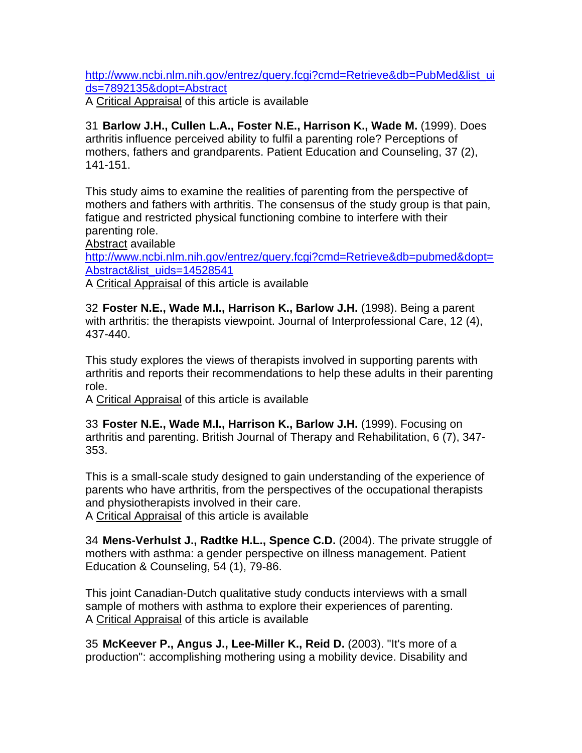http://www.ncbi.nlm.nih.gov/entrez/query.fcgi?cmd=Retrieve&db=PubMed&list_uids=7892135&dopt=Abstract
A Critical Appraisal of this article is available

31 **Barlow J.H., Cullen L.A., Foster N.E., Harrison K., Wade M.** (1999). Does arthritis influence perceived ability to fulfil a parenting role? Perceptions of mothers, fathers and grandparents. Patient Education and Counseling, 37 (2), 141-151.

This study aims to examine the realities of parenting from the perspective of mothers and fathers with arthritis. The consensus of the study group is that pain, fatigue and restricted physical functioning combine to interfere with their parenting role.
Abstract available
http://www.ncbi.nlm.nih.gov/entrez/query.fcgi?cmd=Retrieve&db=pubmed&dopt=Abstract&list_uids=14528541
A Critical Appraisal of this article is available

32 **Foster N.E., Wade M.I., Harrison K., Barlow J.H.** (1998). Being a parent with arthritis: the therapists viewpoint. Journal of Interprofessional Care, 12 (4), 437-440.

This study explores the views of therapists involved in supporting parents with arthritis and reports their recommendations to help these adults in their parenting role.
A Critical Appraisal of this article is available

33 **Foster N.E., Wade M.I., Harrison K., Barlow J.H.** (1999). Focusing on arthritis and parenting. British Journal of Therapy and Rehabilitation, 6 (7), 347-353.

This is a small-scale study designed to gain understanding of the experience of parents who have arthritis, from the perspectives of the occupational therapists and physiotherapists involved in their care.
A Critical Appraisal of this article is available

34 **Mens-Verhulst J., Radtke H.L., Spence C.D.** (2004). The private struggle of mothers with asthma: a gender perspective on illness management. Patient Education & Counseling, 54 (1), 79-86.

This joint Canadian-Dutch qualitative study conducts interviews with a small sample of mothers with asthma to explore their experiences of parenting.
A Critical Appraisal of this article is available

35 **McKeever P., Angus J., Lee-Miller K., Reid D.** (2003). "It's more of a production": accomplishing mothering using a mobility device. Disability and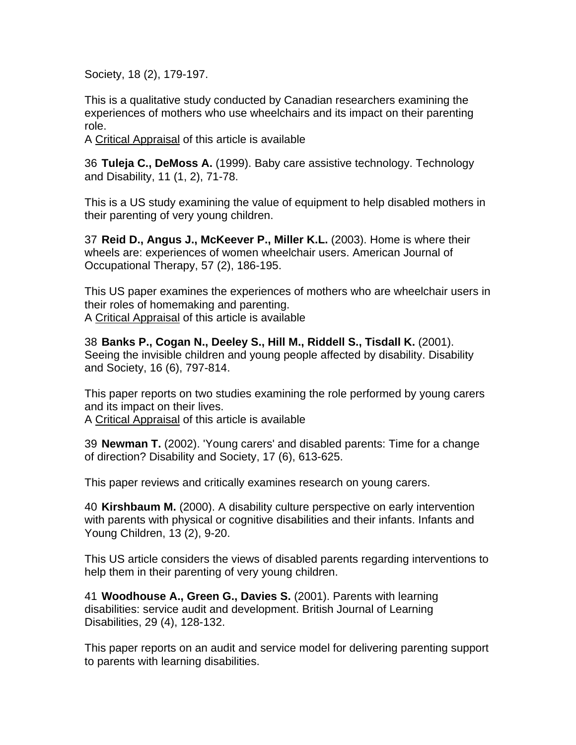Society, 18 (2), 179-197.

This is a qualitative study conducted by Canadian researchers examining the experiences of mothers who use wheelchairs and its impact on their parenting role.
A Critical Appraisal of this article is available

36 **Tuleja C., DeMoss A.** (1999). Baby care assistive technology. Technology and Disability, 11 (1, 2), 71-78.

This is a US study examining the value of equipment to help disabled mothers in their parenting of very young children.

37 **Reid D., Angus J., McKeever P., Miller K.L.** (2003). Home is where their wheels are: experiences of women wheelchair users. American Journal of Occupational Therapy, 57 (2), 186-195.

This US paper examines the experiences of mothers who are wheelchair users in their roles of homemaking and parenting.
A Critical Appraisal of this article is available

38 **Banks P., Cogan N., Deeley S., Hill M., Riddell S., Tisdall K.** (2001). Seeing the invisible children and young people affected by disability. Disability and Society, 16 (6), 797-814.

This paper reports on two studies examining the role performed by young carers and its impact on their lives.
A Critical Appraisal of this article is available

39 **Newman T.** (2002). 'Young carers' and disabled parents: Time for a change of direction? Disability and Society, 17 (6), 613-625.

This paper reviews and critically examines research on young carers.

40 **Kirshbaum M.** (2000). A disability culture perspective on early intervention with parents with physical or cognitive disabilities and their infants. Infants and Young Children, 13 (2), 9-20.

This US article considers the views of disabled parents regarding interventions to help them in their parenting of very young children.

41 **Woodhouse A., Green G., Davies S.** (2001). Parents with learning disabilities: service audit and development. British Journal of Learning Disabilities, 29 (4), 128-132.

This paper reports on an audit and service model for delivering parenting support to parents with learning disabilities.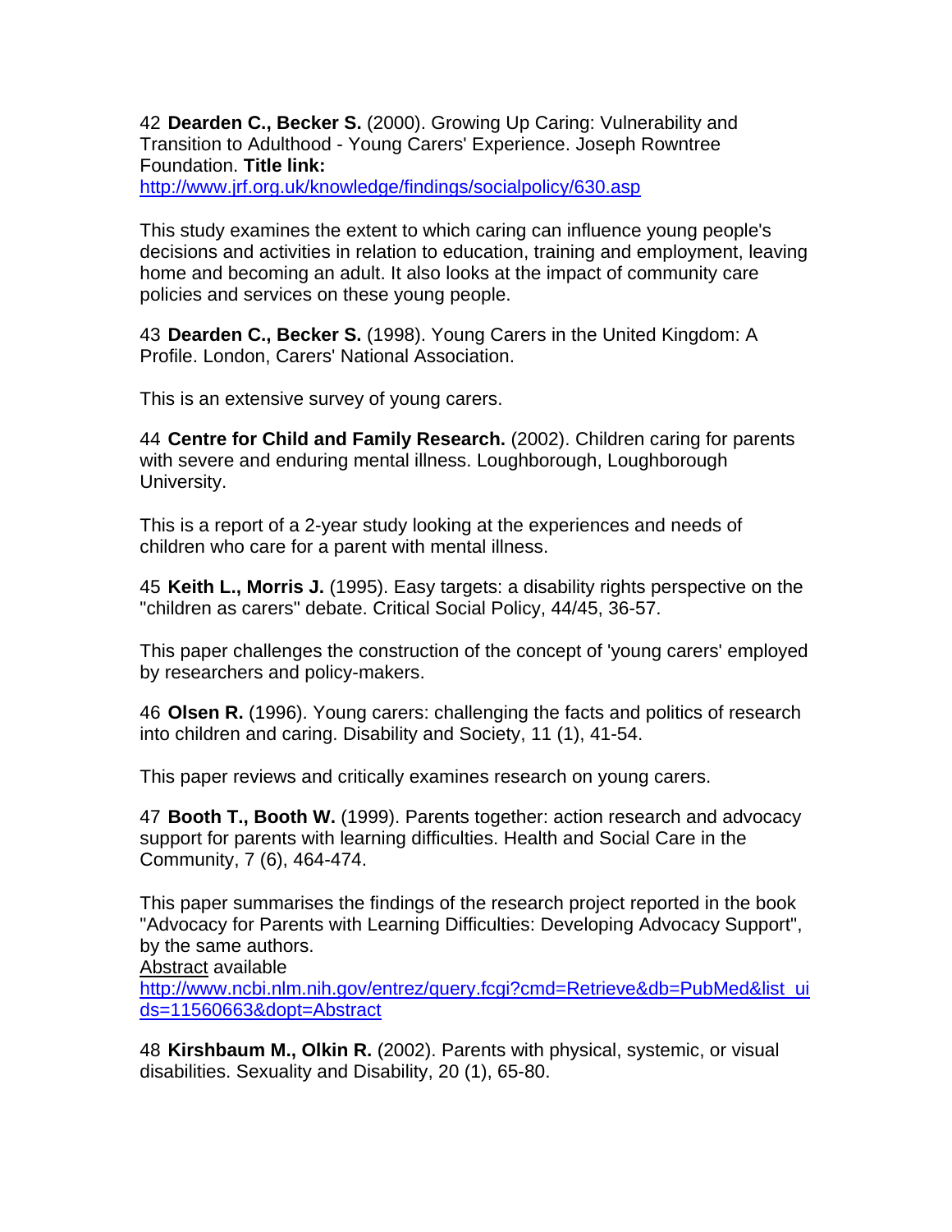42 **Dearden C., Becker S.** (2000). Growing Up Caring: Vulnerability and Transition to Adulthood - Young Carers' Experience. Joseph Rowntree Foundation. **Title link:** http://www.jrf.org.uk/knowledge/findings/socialpolicy/630.asp

This study examines the extent to which caring can influence young people's decisions and activities in relation to education, training and employment, leaving home and becoming an adult. It also looks at the impact of community care policies and services on these young people.

43 **Dearden C., Becker S.** (1998). Young Carers in the United Kingdom: A Profile. London, Carers' National Association.

This is an extensive survey of young carers.

44 **Centre for Child and Family Research.** (2002). Children caring for parents with severe and enduring mental illness. Loughborough, Loughborough University.

This is a report of a 2-year study looking at the experiences and needs of children who care for a parent with mental illness.

45 **Keith L., Morris J.** (1995). Easy targets: a disability rights perspective on the "children as carers" debate. Critical Social Policy, 44/45, 36-57.

This paper challenges the construction of the concept of 'young carers' employed by researchers and policy-makers.

46 **Olsen R.** (1996). Young carers: challenging the facts and politics of research into children and caring. Disability and Society, 11 (1), 41-54.

This paper reviews and critically examines research on young carers.

47 **Booth T., Booth W.** (1999). Parents together: action research and advocacy support for parents with learning difficulties. Health and Social Care in the Community, 7 (6), 464-474.

This paper summarises the findings of the research project reported in the book "Advocacy for Parents with Learning Difficulties: Developing Advocacy Support", by the same authors.
Abstract available
http://www.ncbi.nlm.nih.gov/entrez/query.fcgi?cmd=Retrieve&db=PubMed&list_uids=11560663&dopt=Abstract

48 **Kirshbaum M., Olkin R.** (2002). Parents with physical, systemic, or visual disabilities. Sexuality and Disability, 20 (1), 65-80.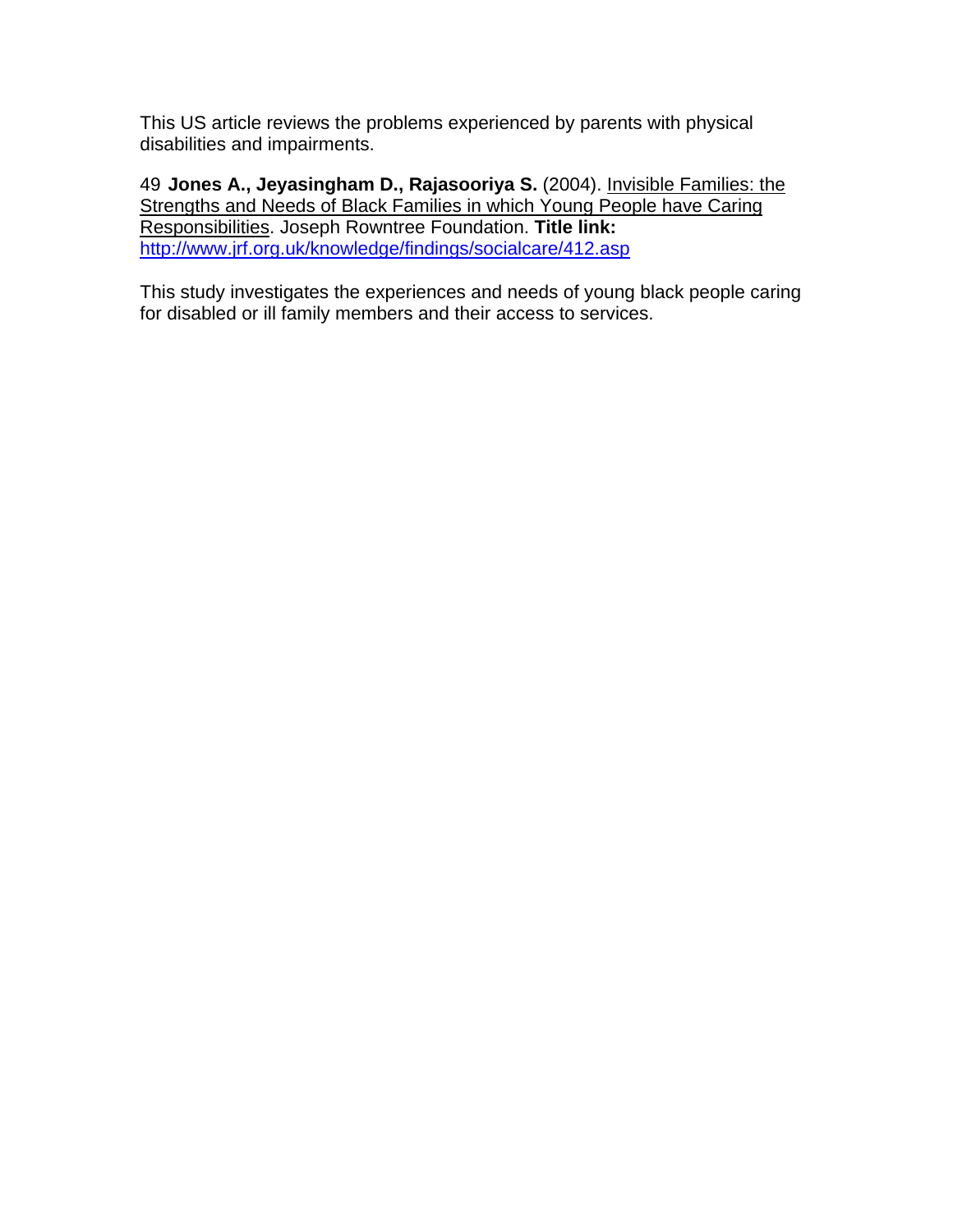This US article reviews the problems experienced by parents with physical disabilities and impairments.

49 **Jones A., Jeyasingham D., Rajasooriya S.** (2004). Invisible Families: the Strengths and Needs of Black Families in which Young People have Caring Responsibilities. Joseph Rowntree Foundation. **Title link:** http://www.jrf.org.uk/knowledge/findings/socialcare/412.asp

This study investigates the experiences and needs of young black people caring for disabled or ill family members and their access to services.